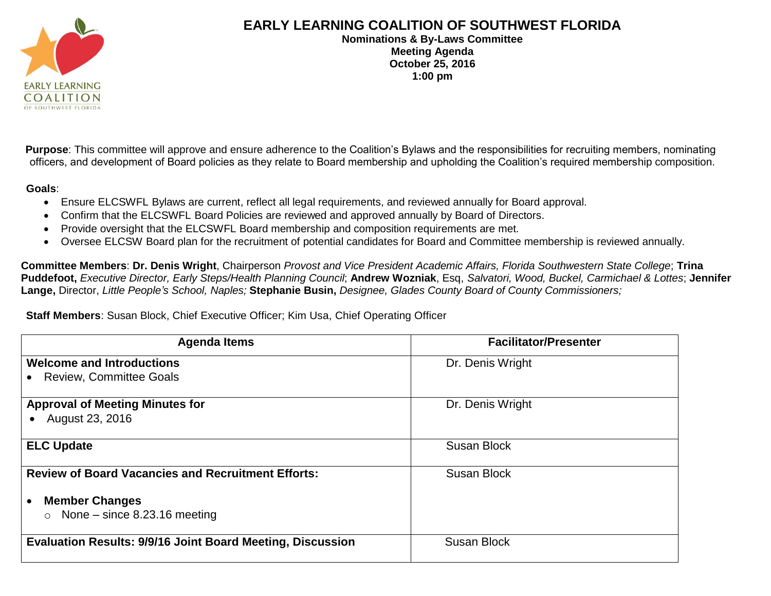# EARLY LEARNING COALITION OF SOUTHWEST FLORIDA

**Nominations & By-Laws Committee**
**Meeting Agenda**
**October 25, 2016**
**1:00 pm**

**Purpose**: This committee will approve and ensure adherence to the Coalition's Bylaws and the responsibilities for recruiting members, nominating officers, and development of Board policies as they relate to Board membership and upholding the Coalition's required membership composition.

**Goals**:

- Ensure ELCSWFL Bylaws are current, reflect all legal requirements, and reviewed annually for Board approval.
- Confirm that the ELCSWFL Board Policies are reviewed and approved annually by Board of Directors.
- Provide oversight that the ELCSWFL Board membership and composition requirements are met.
- Oversee ELCSW Board plan for the recruitment of potential candidates for Board and Committee membership is reviewed annually.

**Committee Members**: **Dr. Denis Wright**, Chairperson *Provost and Vice President Academic Affairs, Florida Southwestern State College*; **Trina Puddefoot,** *Executive Director, Early Steps/Health Planning Council*; **Andrew Wozniak**, Esq, *Salvatori, Wood, Buckel, Carmichael & Lottes*; **Jennifer Lange,** Director, *Little People's School, Naples;* **Stephanie Busin,** *Designee, Glades County Board of County Commissioners;*

**Staff Members**: Susan Block, Chief Executive Officer; Kim Usa, Chief Operating Officer

| Agenda Items | Facilitator/Presenter |
|---|---|
| **Welcome and Introductions**<br>• Review, Committee Goals | Dr. Denis Wright |
| **Approval of Meeting Minutes for**<br>• August 23, 2016 | Dr. Denis Wright |
| **ELC Update** | Susan Block |
| **Review of Board Vacancies and Recruitment Efforts:**<br>• **Member Changes**<br>○ None – since 8.23.16 meeting | Susan Block |
| **Evaluation Results: 9/9/16 Joint Board Meeting, Discussion** | Susan Block |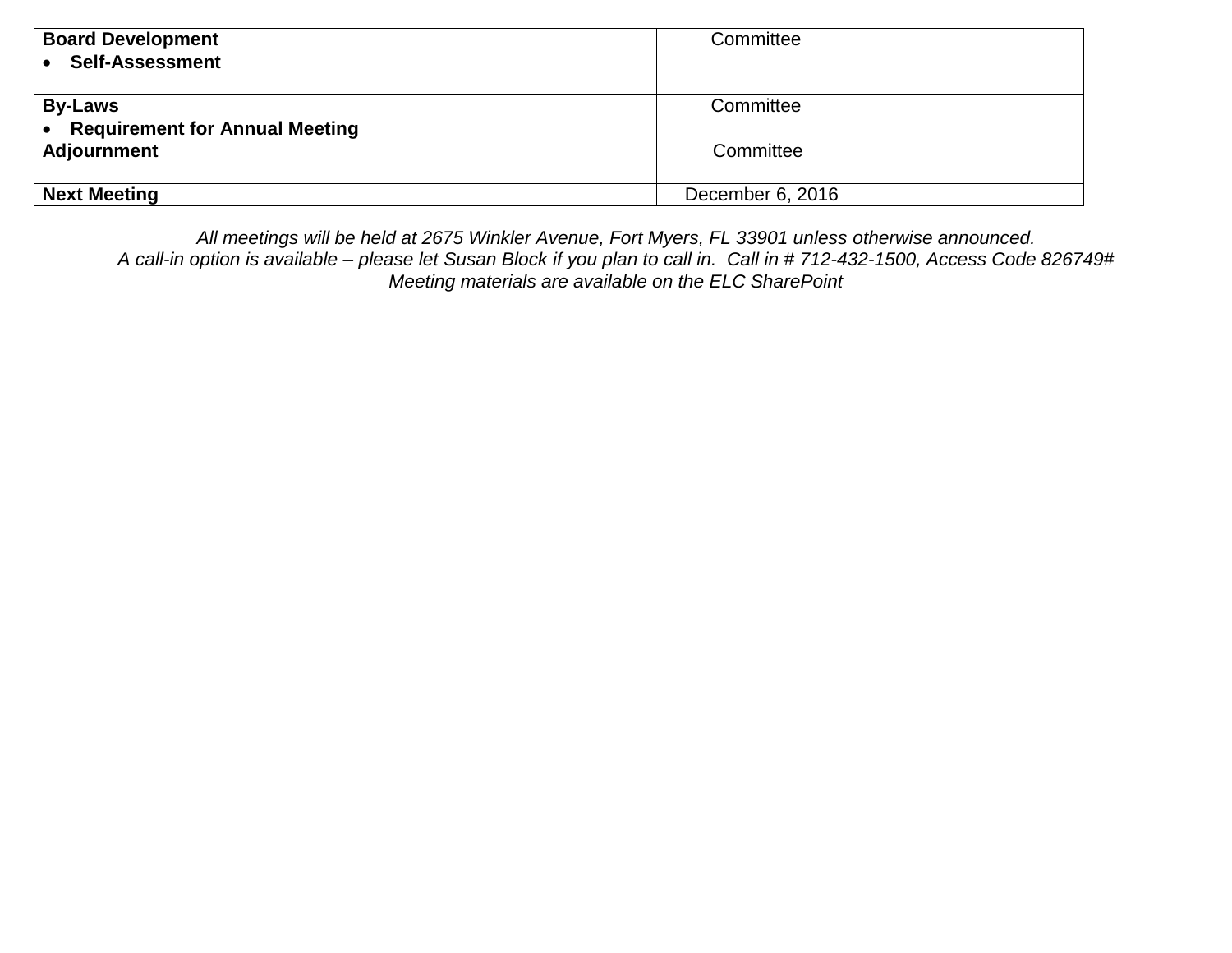| | |
|---|---|
| **Board Development**<br>• **Self-Assessment** | Committee |
| **By-Laws**<br>• **Requirement for Annual Meeting** | Committee |
| **Adjournment** | Committee |
| **Next Meeting** | December 6, 2016 |

*All meetings will be held at 2675 Winkler Avenue, Fort Myers, FL 33901 unless otherwise announced.*
*A call-in option is available – please let Susan Block if you plan to call in. Call in # 712-432-1500, Access Code 826749#*
*Meeting materials are available on the ELC SharePoint*